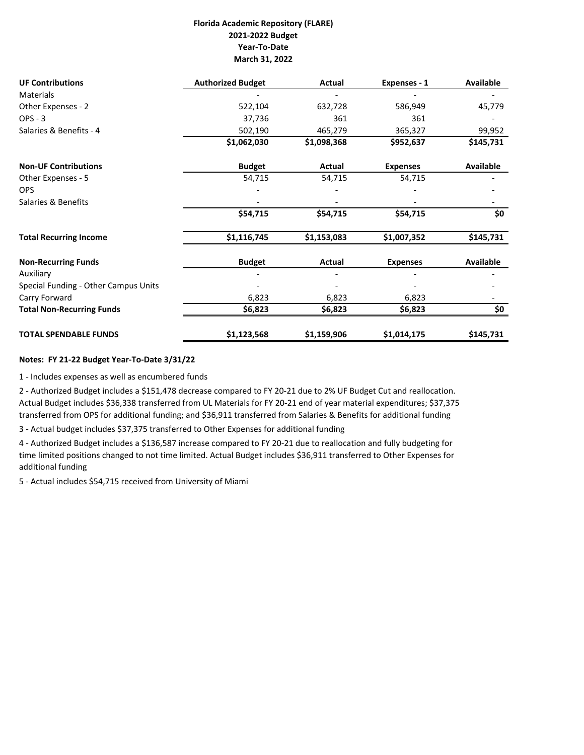# Florida Academic Repository (FLARE)
## 2021-2022 Budget
## Year-To-Date
## March 31, 2022

| **UF Contributions** | **Authorized Budget** | **Actual** | **Expenses - 1** | **Available** |
|---|---|---|---|---|
| Materials | - | - | - | - |
| Other Expenses - 2 | 522,104 | 632,728 | 586,949 | 45,779 |
| OPS - 3 | 37,736 | 361 | 361 | - |
| Salaries & Benefits - 4 | 502,190 | 465,279 | 365,327 | 99,952 |
| | **$1,062,030** | **$1,098,368** | **$952,637** | **$145,731** |
| **Non-UF Contributions** | **Budget** | **Actual** | **Expenses** | **Available** |
| Other Expenses - 5 | 54,715 | 54,715 | 54,715 | - |
| OPS | - | - | - | - |
| Salaries & Benefits | - | - | - | - |
| | **$54,715** | **$54,715** | **$54,715** | **$0** |
| **Total Recurring Income** | **$1,116,745** | **$1,153,083** | **$1,007,352** | **$145,731** |
| **Non-Recurring Funds** | **Budget** | **Actual** | **Expenses** | **Available** |
| Auxiliary | - | - | - | - |
| Special Funding - Other Campus Units | - | - | - | - |
| Carry Forward | 6,823 | 6,823 | 6,823 | - |
| **Total Non-Recurring Funds** | **$6,823** | **$6,823** | **$6,823** | **$0** |
| **TOTAL SPENDABLE FUNDS** | **$1,123,568** | **$1,159,906** | **$1,014,175** | **$145,731** |

**Notes: FY 21-22 Budget Year-To-Date 3/31/22**

1 - Includes expenses as well as encumbered funds

2 - Authorized Budget includes a $151,478 decrease compared to FY 20-21 due to 2% UF Budget Cut and reallocation. Actual Budget includes $36,338 transferred from UL Materials for FY 20-21 end of year material expenditures; $37,375 transferred from OPS for additional funding; and $36,911 transferred from Salaries & Benefits for additional funding

3 - Actual budget includes $37,375 transferred to Other Expenses for additional funding

4 - Authorized Budget includes a $136,587 increase compared to FY 20-21 due to reallocation and fully budgeting for time limited positions changed to not time limited. Actual Budget includes $36,911 transferred to Other Expenses for additional funding

5 - Actual includes $54,715 received from University of Miami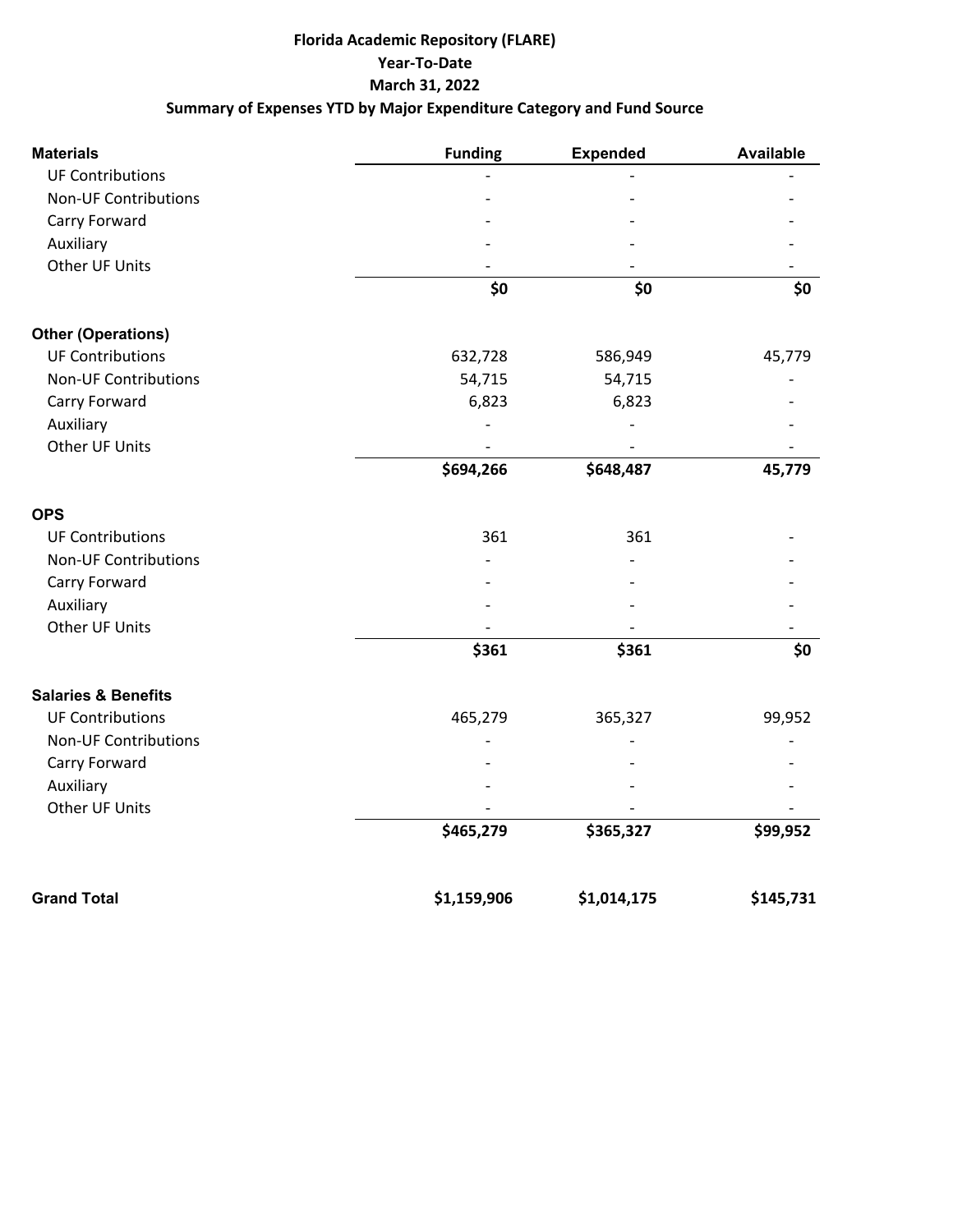**Florida Academic Repository (FLARE)**

**Year-To-Date**

**March 31, 2022**

**Summary of Expenses YTD by Major Expenditure Category and Fund Source**

| | Funding | Expended | Available |
|---|---|---|---|
| **Materials** | | | |
| UF Contributions | - | - | - |
| Non-UF Contributions | - | - | - |
| Carry Forward | - | - | - |
| Auxiliary | - | - | - |
| Other UF Units | - | - | - |
| | **$0** | **$0** | **$0** |
| **Other (Operations)** | | | |
| UF Contributions | 632,728 | 586,949 | 45,779 |
| Non-UF Contributions | 54,715 | 54,715 | - |
| Carry Forward | 6,823 | 6,823 | - |
| Auxiliary | - | - | - |
| Other UF Units | - | - | - |
| | **$694,266** | **$648,487** | **45,779** |
| **OPS** | | | |
| UF Contributions | 361 | 361 | - |
| Non-UF Contributions | - | - | - |
| Carry Forward | - | - | - |
| Auxiliary | - | - | - |
| Other UF Units | - | - | - |
| | **$361** | **$361** | **$0** |
| **Salaries & Benefits** | | | |
| UF Contributions | 465,279 | 365,327 | 99,952 |
| Non-UF Contributions | - | - | - |
| Carry Forward | - | - | - |
| Auxiliary | - | - | - |
| Other UF Units | - | - | - |
| | **$465,279** | **$365,327** | **$99,952** |
| **Grand Total** | **$1,159,906** | **$1,014,175** | **$145,731** |